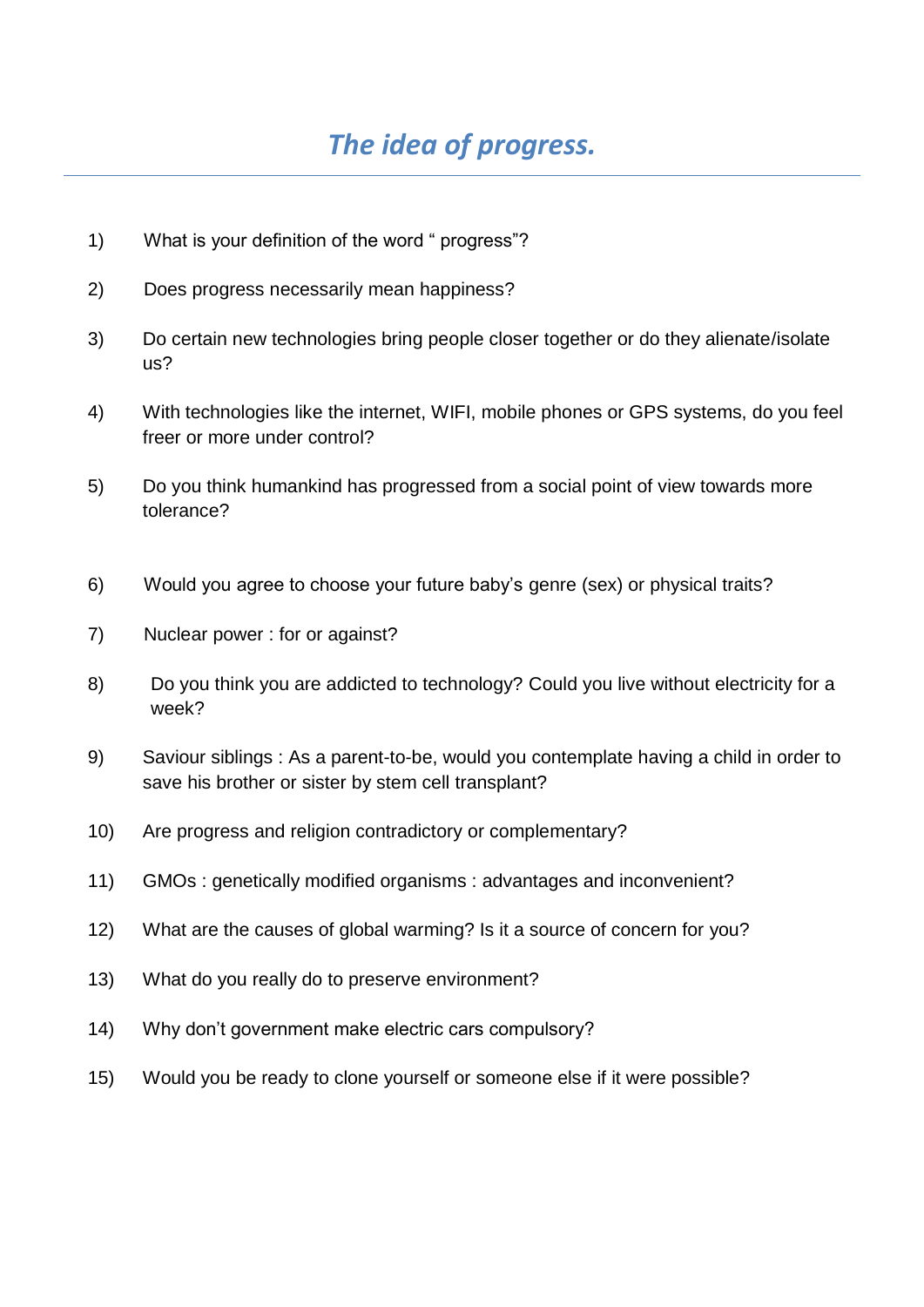# *The idea of progress.*

---

1) What is your definition of the word “ progress”?

2) Does progress necessarily mean happiness?

3) Do certain new technologies bring people closer together or do they alienate/isolate us?

4) With technologies like the internet, WIFI, mobile phones or GPS systems, do you feel freer or more under control?

5) Do you think humankind has progressed from a social point of view towards more tolerance?

6) Would you agree to choose your future baby’s genre (sex) or physical traits?

7) Nuclear power : for or against?

8) Do you think you are addicted to technology? Could you live without electricity for a week?

9) Saviour siblings : As a parent-to-be, would you contemplate having a child in order to save his brother or sister by stem cell transplant?

10) Are progress and religion contradictory or complementary?

11) GMOs : genetically modified organisms : advantages and inconvenient?

12) What are the causes of global warming? Is it a source of concern for you?

13) What do you really do to preserve environment?

14) Why don’t government make electric cars compulsory?

15) Would you be ready to clone yourself or someone else if it were possible?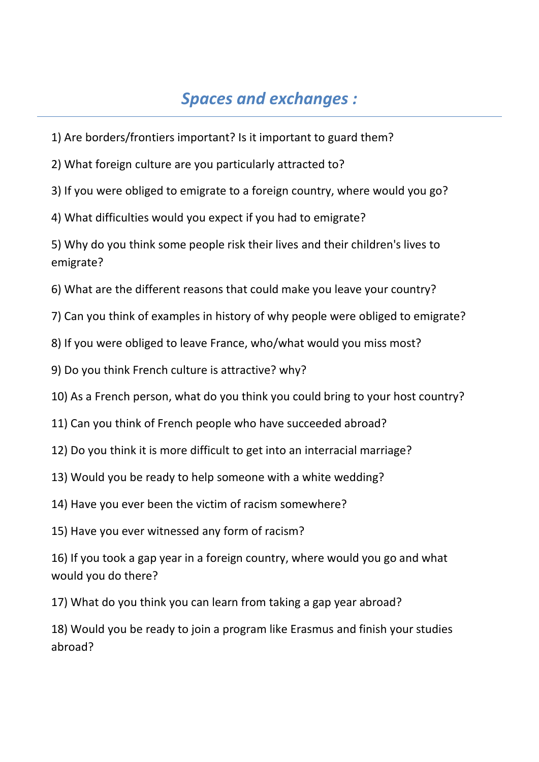## *Spaces and exchanges :*

---

1) Are borders/frontiers important? Is it important to guard them?

2) What foreign culture are you particularly attracted to?

3) If you were obliged to emigrate to a foreign country, where would you go?

4) What difficulties would you expect if you had to emigrate?

5) Why do you think some people risk their lives and their children's lives to emigrate?

6) What are the different reasons that could make you leave your country?

7) Can you think of examples in history of why people were obliged to emigrate?

8) If you were obliged to leave France, who/what would you miss most?

9) Do you think French culture is attractive? why?

10) As a French person, what do you think you could bring to your host country?

11) Can you think of French people who have succeeded abroad?

12) Do you think it is more difficult to get into an interracial marriage?

13) Would you be ready to help someone with a white wedding?

14) Have you ever been the victim of racism somewhere?

15) Have you ever witnessed any form of racism?

16) If you took a gap year in a foreign country, where would you go and what would you do there?

17) What do you think you can learn from taking a gap year abroad?

18) Would you be ready to join a program like Erasmus and finish your studies abroad?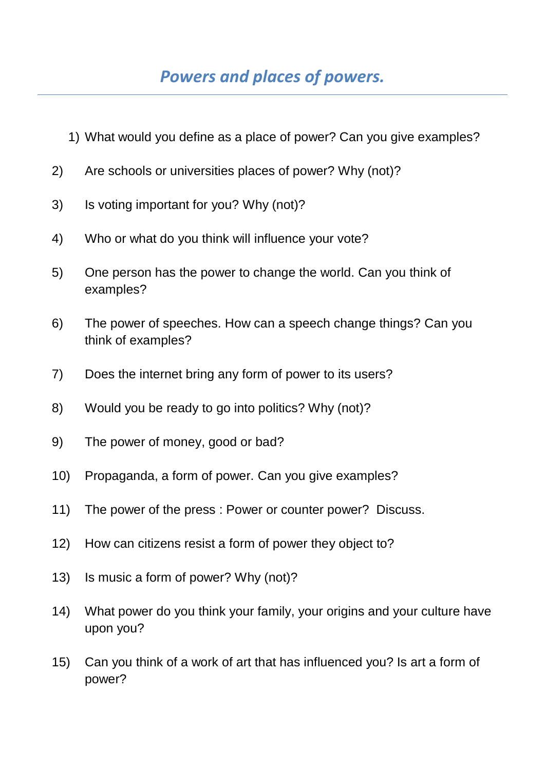# *Powers and places of powers.*

1) What would you define as a place of power? Can you give examples?
2) Are schools or universities places of power? Why (not)?
3) Is voting important for you? Why (not)?
4) Who or what do you think will influence your vote?
5) One person has the power to change the world. Can you think of examples?
6) The power of speeches. How can a speech change things? Can you think of examples?
7) Does the internet bring any form of power to its users?
8) Would you be ready to go into politics? Why (not)?
9) The power of money, good or bad?
10) Propaganda, a form of power. Can you give examples?
11) The power of the press : Power or counter power? Discuss.
12) How can citizens resist a form of power they object to?
13) Is music a form of power? Why (not)?
14) What power do you think your family, your origins and your culture have upon you?
15) Can you think of a work of art that has influenced you? Is art a form of power?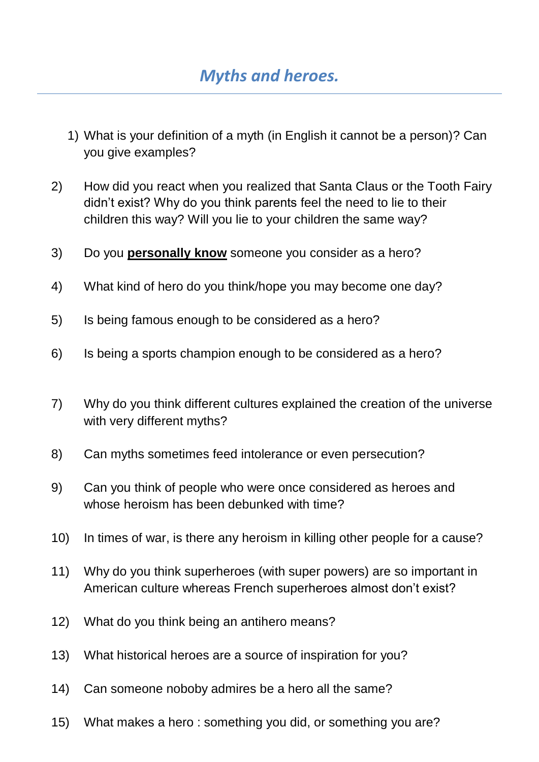# *Myths and heroes.*

1) What is your definition of a myth (in English it cannot be a person)? Can you give examples?

2) How did you react when you realized that Santa Claus or the Tooth Fairy didn't exist? Why do you think parents feel the need to lie to their children this way? Will you lie to your children the same way?

3) Do you **personally know** someone you consider as a hero?

4) What kind of hero do you think/hope you may become one day?

5) Is being famous enough to be considered as a hero?

6) Is being a sports champion enough to be considered as a hero?

7) Why do you think different cultures explained the creation of the universe with very different myths?

8) Can myths sometimes feed intolerance or even persecution?

9) Can you think of people who were once considered as heroes and whose heroism has been debunked with time?

10) In times of war, is there any heroism in killing other people for a cause?

11) Why do you think superheroes (with super powers) are so important in American culture whereas French superheroes almost don't exist?

12) What do you think being an antihero means?

13) What historical heroes are a source of inspiration for you?

14) Can someone noboby admires be a hero all the same?

15) What makes a hero : something you did, or something you are?